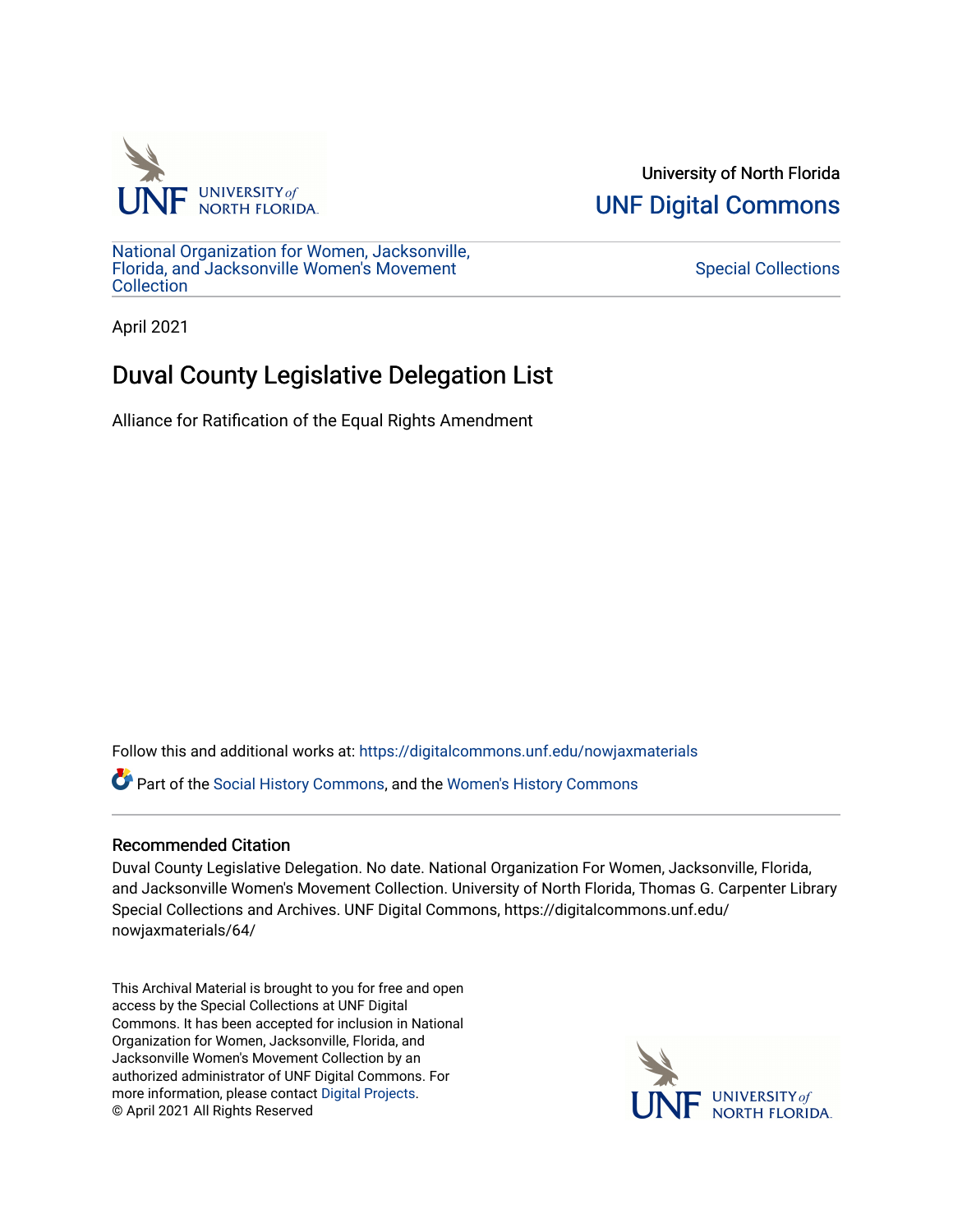University of North Florida

UNF Digital Commons

National Organization for Women, Jacksonville, Florida, and Jacksonville Women's Movement Collection

Special Collections

April 2021

# Duval County Legislative Delegation List

Alliance for Ratification of the Equal Rights Amendment

Follow this and additional works at: https://digitalcommons.unf.edu/nowjaxmaterials

Part of the Social History Commons, and the Women's History Commons

## Recommended Citation

Duval County Legislative Delegation. No date. National Organization For Women, Jacksonville, Florida, and Jacksonville Women's Movement Collection. University of North Florida, Thomas G. Carpenter Library Special Collections and Archives. UNF Digital Commons, https://digitalcommons.unf.edu/nowjaxmaterials/64/

This Archival Material is brought to you for free and open access by the Special Collections at UNF Digital Commons. It has been accepted for inclusion in National Organization for Women, Jacksonville, Florida, and Jacksonville Women's Movement Collection by an authorized administrator of UNF Digital Commons. For more information, please contact Digital Projects.
© April 2021 All Rights Reserved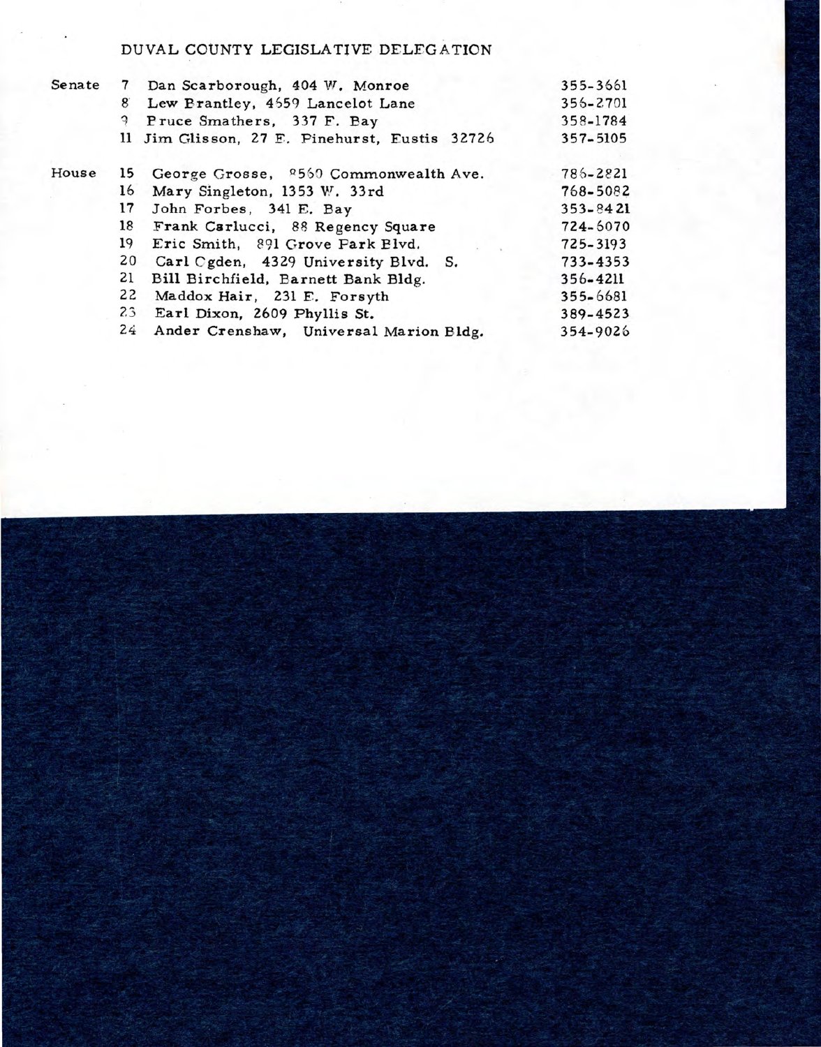# DUVAL COUNTY LEGISLATIVE DELEGATION

| | | | |
|---|---|---|---|
| Senate | 7 | Dan Scarborough, 404 W. Monroe | 355-3661 |
| | 8 | Lew Brantley, 4659 Lancelot Lane | 356-2701 |
| | 9 | Bruce Smathers, 337 E. Bay | 358-1784 |
| | 11 | Jim Glisson, 27 E. Pinehurst, Eustis 32726 | 357-5105 |
| House | 15 | George Grosse, 8560 Commonwealth Ave. | 786-2821 |
| | 16 | Mary Singleton, 1353 W. 33rd | 768-5082 |
| | 17 | John Forbes, 341 E. Bay | 353-8421 |
| | 18 | Frank Carlucci, 88 Regency Square | 724-6070 |
| | 19 | Eric Smith, 891 Grove Park Blvd. | 725-3193 |
| | 20 | Carl Ogden, 4329 University Blvd. S. | 733-4353 |
| | 21 | Bill Birchfield, Barnett Bank Bldg. | 356-4211 |
| | 22 | Maddox Hair, 231 E. Forsyth | 355-6681 |
| | 23 | Earl Dixon, 2609 Phyllis St. | 389-4523 |
| | 24 | Ander Crenshaw, Universal Marion Bldg. | 354-9026 |